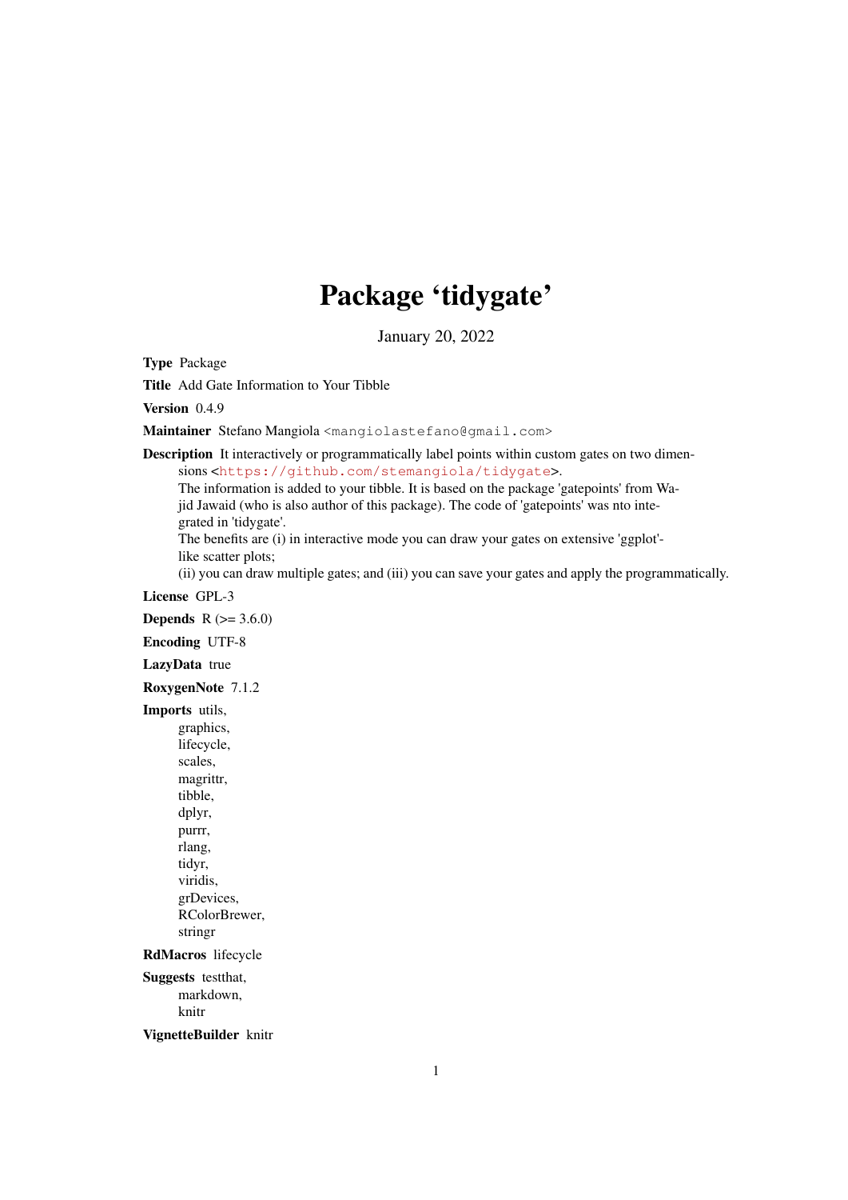# Package 'tidygate'

January 20, 2022

**Type** Package

**Title** Add Gate Information to Your Tibble

**Version** 0.4.9

**Maintainer** Stefano Mangiola <mangiolastefano@gmail.com>

**Description** It interactively or programmatically label points within custom gates on two dimensions <https://github.com/stemangiola/tidygate>.
The information is added to your tibble. It is based on the package 'gatepoints' from Wajid Jawaid (who is also author of this package). The code of 'gatepoints' was nto integrated in 'tidygate'.
The benefits are (i) in interactive mode you can draw your gates on extensive 'ggplot'-like scatter plots;
(ii) you can draw multiple gates; and (iii) you can save your gates and apply the programmatically.

**License** GPL-3

**Depends** R (>= 3.6.0)

**Encoding** UTF-8

**LazyData** true

**RoxygenNote** 7.1.2

**Imports** utils,
graphics,
lifecycle,
scales,
magrittr,
tibble,
dplyr,
purrr,
rlang,
tidyr,
viridis,
grDevices,
RColorBrewer,
stringr

**RdMacros** lifecycle

**Suggests** testthat,
markdown,
knitr

**VignetteBuilder** knitr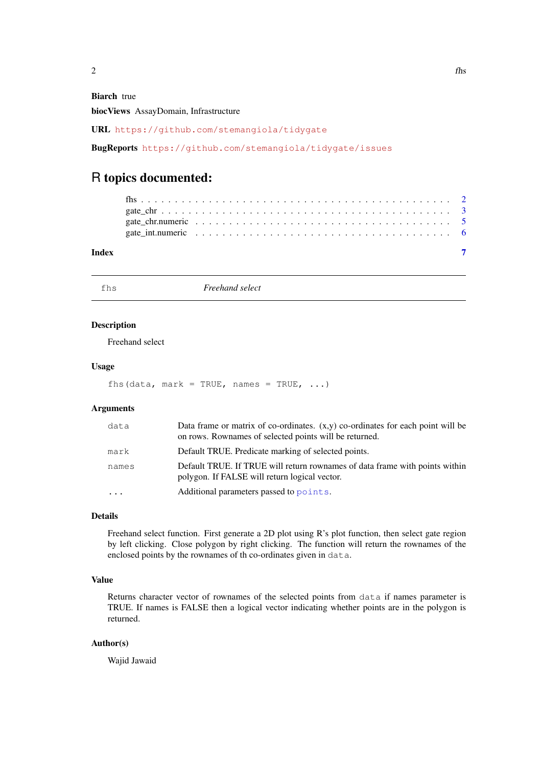**Biarch** true

**biocViews** AssayDomain, Infrastructure

**URL** https://github.com/stemangiola/tidygate

**BugReports** https://github.com/stemangiola/tidygate/issues

# R topics documented:

| | |
|---|---|
| fhs | 2 |
| gate_chr | 3 |
| gate_chr.numeric | 5 |
| gate_int.numeric | 6 |
| **Index** | **7** |

---

## fhs — *Freehand select*

---

### Description

Freehand select

### Usage

```
fhs(data, mark = TRUE, names = TRUE, ...)
```

### Arguments

| | |
|---|---|
| `data` | Data frame or matrix of co-ordinates. (x,y) co-ordinates for each point will be on rows. Rownames of selected points will be returned. |
| `mark` | Default TRUE. Predicate marking of selected points. |
| `names` | Default TRUE. If TRUE will return rownames of data frame with points within polygon. If FALSE will return logical vector. |
| `...` | Additional parameters passed to `points`. |

### Details

Freehand select function. First generate a 2D plot using R's plot function, then select gate region by left clicking. Close polygon by right clicking. The function will return the rownames of the enclosed points by the rownames of th co-ordinates given in `data`.

### Value

Returns character vector of rownames of the selected points from `data` if names parameter is TRUE. If names is FALSE then a logical vector indicating whether points are in the polygon is returned.

### Author(s)

Wajid Jawaid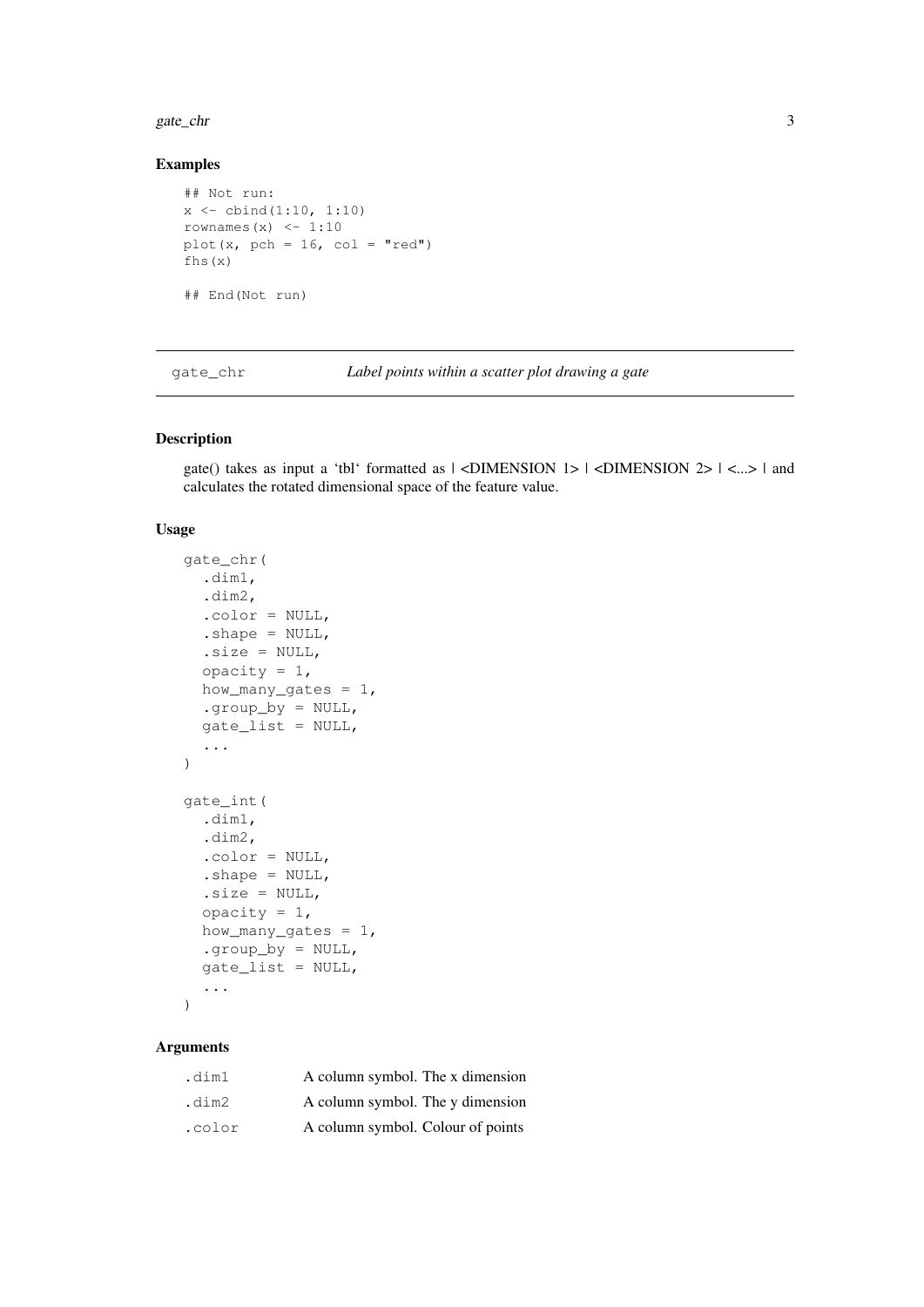### Examples

```
## Not run:
x <- cbind(1:10, 1:10)
rownames(x) <- 1:10
plot(x, pch = 16, col = "red")
fhs(x)

## End(Not run)
```

---

## gate_chr — *Label points within a scatter plot drawing a gate*

---

### Description

gate() takes as input a 'tbl' formatted as | <DIMENSION 1> | <DIMENSION 2> | <...> | and calculates the rotated dimensional space of the feature value.

### Usage

```
gate_chr(
  .dim1,
  .dim2,
  .color = NULL,
  .shape = NULL,
  .size = NULL,
  opacity = 1,
  how_many_gates = 1,
  .group_by = NULL,
  gate_list = NULL,
  ...
)

gate_int(
  .dim1,
  .dim2,
  .color = NULL,
  .shape = NULL,
  .size = NULL,
  opacity = 1,
  how_many_gates = 1,
  .group_by = NULL,
  gate_list = NULL,
  ...
)
```

### Arguments

| | |
|---|---|
| .dim1 | A column symbol. The x dimension |
| .dim2 | A column symbol. The y dimension |
| .color | A column symbol. Colour of points |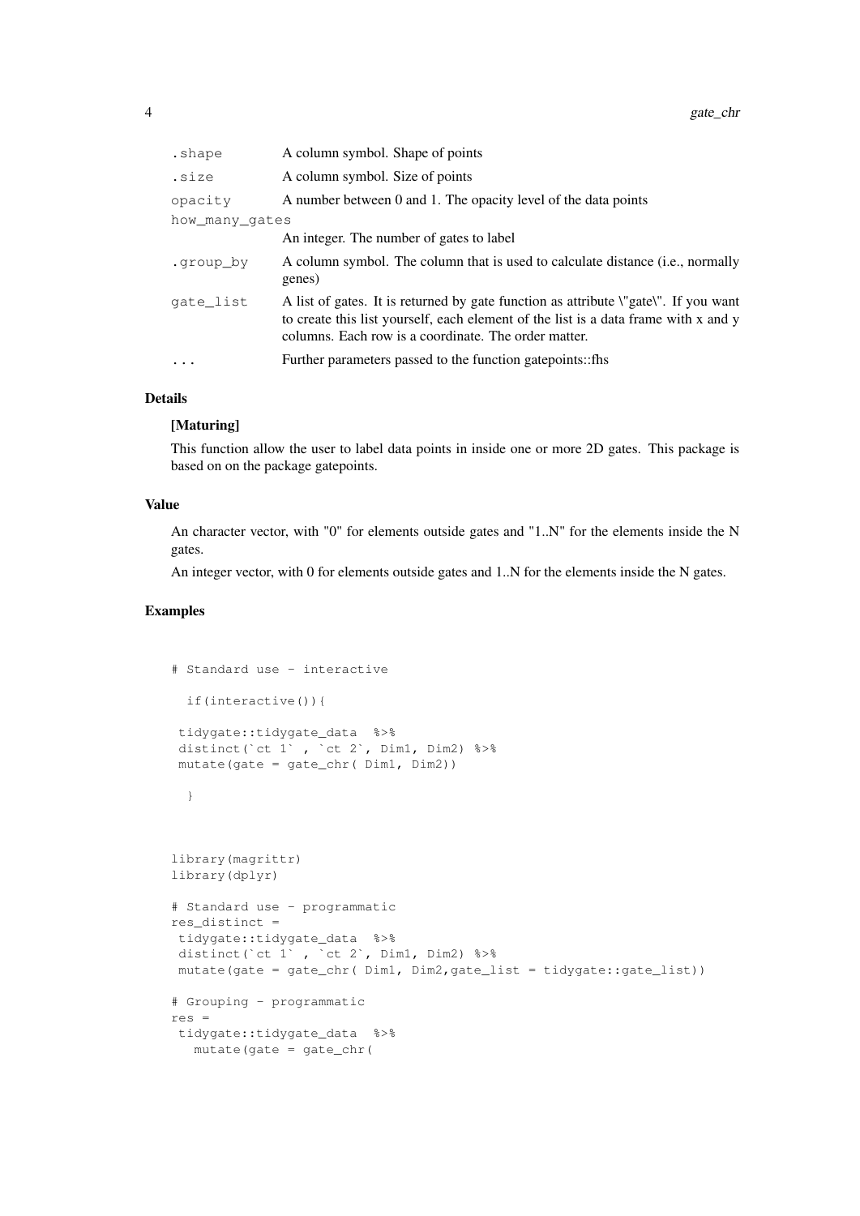| | |
|---|---|
| .shape | A column symbol. Shape of points |
| .size | A column symbol. Size of points |
| opacity | A number between 0 and 1. The opacity level of the data points |
| how_many_gates | An integer. The number of gates to label |
| .group_by | A column symbol. The column that is used to calculate distance (i.e., normally genes) |
| gate_list | A list of gates. It is returned by gate function as attribute \"gate\". If you want to create this list yourself, each element of the list is a data frame with x and y columns. Each row is a coordinate. The order matter. |
| ... | Further parameters passed to the function gatepoints::fhs |

### Details

**[Maturing]**

This function allow the user to label data points in inside one or more 2D gates. This package is based on on the package gatepoints.

### Value

An character vector, with "0" for elements outside gates and "1..N" for the elements inside the N gates.

An integer vector, with 0 for elements outside gates and 1..N for the elements inside the N gates.

### Examples

```
# Standard use - interactive

  if(interactive()){

 tidygate::tidygate_data  %>%
 distinct(`ct 1` , `ct 2`, Dim1, Dim2) %>%
 mutate(gate = gate_chr( Dim1, Dim2))

  }



library(magrittr)
library(dplyr)

# Standard use - programmatic
res_distinct =
 tidygate::tidygate_data  %>%
 distinct(`ct 1` , `ct 2`, Dim1, Dim2) %>%
 mutate(gate = gate_chr( Dim1, Dim2,gate_list = tidygate::gate_list))

# Grouping - programmatic
res =
 tidygate::tidygate_data  %>%
   mutate(gate = gate_chr(
```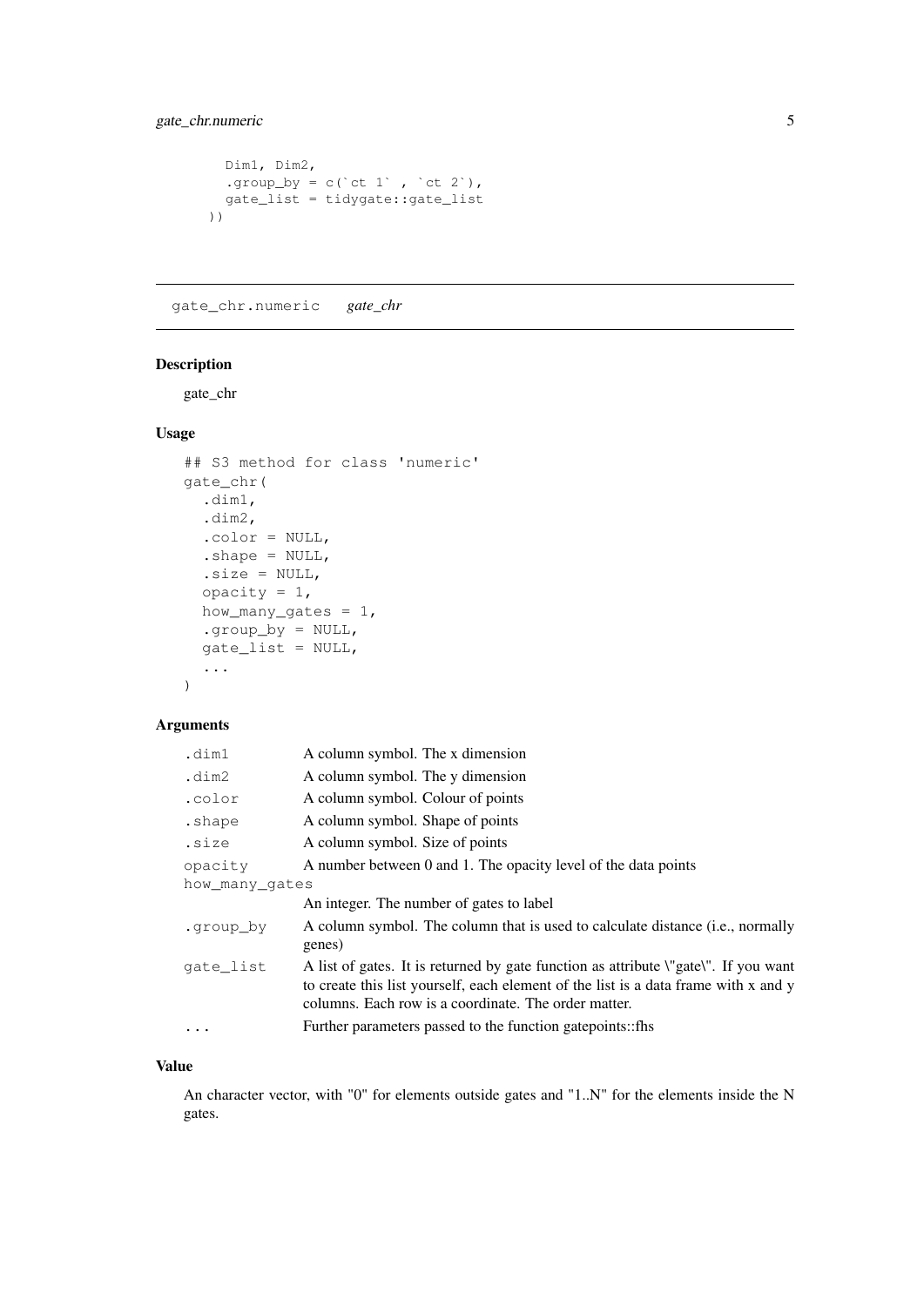```
    Dim1, Dim2,
    .group_by = c(`ct 1` , `ct 2`),
    gate_list = tidygate::gate_list
  ))
```

---

## gate_chr.numeric *gate_chr*

### Description

gate_chr

### Usage

```
## S3 method for class 'numeric'
gate_chr(
  .dim1,
  .dim2,
  .color = NULL,
  .shape = NULL,
  .size = NULL,
  opacity = 1,
  how_many_gates = 1,
  .group_by = NULL,
  gate_list = NULL,
  ...
)
```

### Arguments

| | |
|---|---|
| `.dim1` | A column symbol. The x dimension |
| `.dim2` | A column symbol. The y dimension |
| `.color` | A column symbol. Colour of points |
| `.shape` | A column symbol. Shape of points |
| `.size` | A column symbol. Size of points |
| `opacity` | A number between 0 and 1. The opacity level of the data points |
| `how_many_gates` | An integer. The number of gates to label |
| `.group_by` | A column symbol. The column that is used to calculate distance (i.e., normally genes) |
| `gate_list` | A list of gates. It is returned by gate function as attribute \"gate\". If you want to create this list yourself, each element of the list is a data frame with x and y columns. Each row is a coordinate. The order matter. |
| `...` | Further parameters passed to the function gatepoints::fhs |

### Value

An character vector, with "0" for elements outside gates and "1..N" for the elements inside the N gates.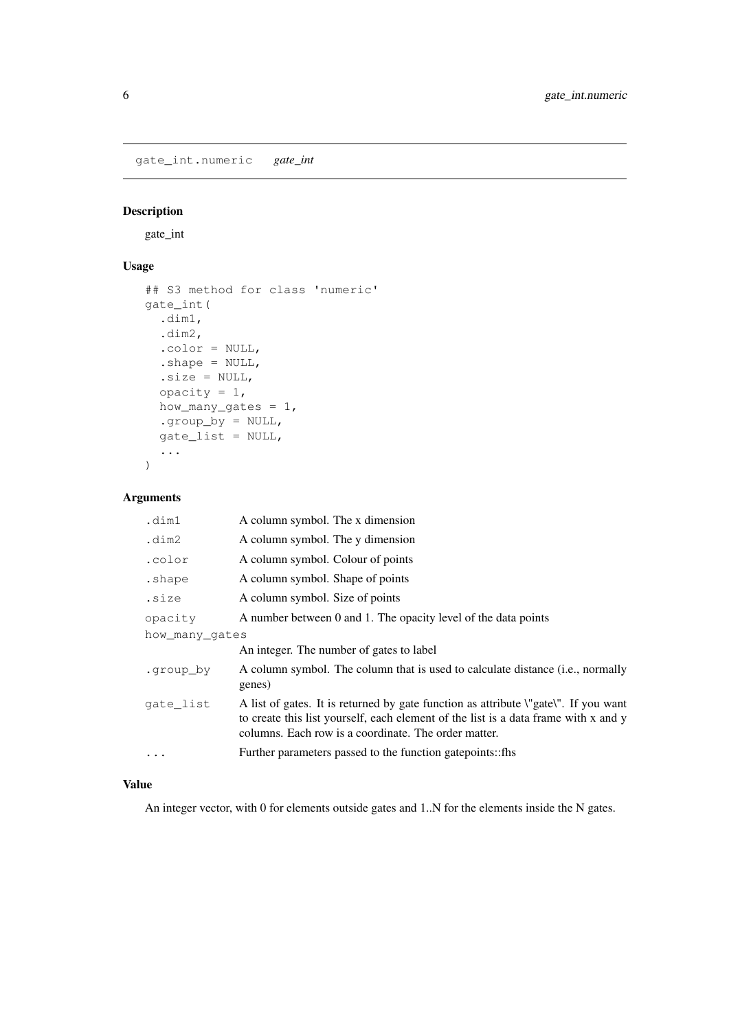gate_int.numeric    *gate_int*

## Description

gate_int

## Usage

```
## S3 method for class 'numeric'
gate_int(
  .dim1,
  .dim2,
  .color = NULL,
  .shape = NULL,
  .size = NULL,
  opacity = 1,
  how_many_gates = 1,
  .group_by = NULL,
  gate_list = NULL,
  ...
)
```

## Arguments

| | |
|---|---|
| .dim1 | A column symbol. The x dimension |
| .dim2 | A column symbol. The y dimension |
| .color | A column symbol. Colour of points |
| .shape | A column symbol. Shape of points |
| .size | A column symbol. Size of points |
| opacity | A number between 0 and 1. The opacity level of the data points |
| how_many_gates | An integer. The number of gates to label |
| .group_by | A column symbol. The column that is used to calculate distance (i.e., normally genes) |
| gate_list | A list of gates. It is returned by gate function as attribute \"gate\". If you want to create this list yourself, each element of the list is a data frame with x and y columns. Each row is a coordinate. The order matter. |
| ... | Further parameters passed to the function gatepoints::fhs |

## Value

An integer vector, with 0 for elements outside gates and 1..N for the elements inside the N gates.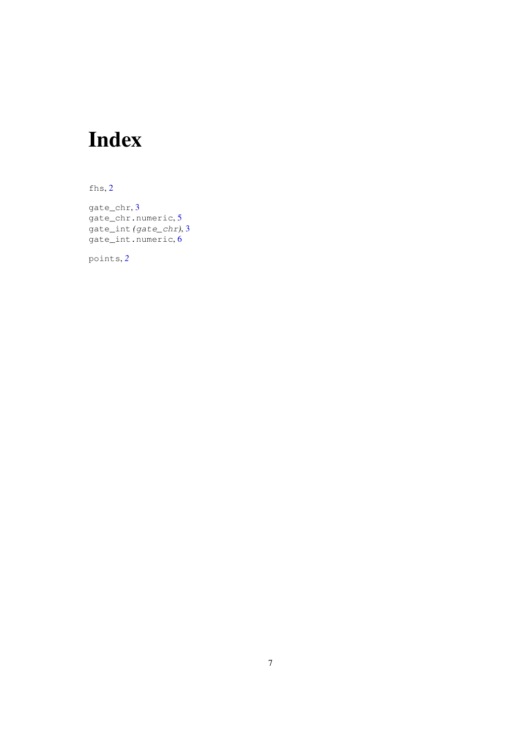# Index

fhs, 2

gate_chr, 3
gate_chr.numeric, 5
gate_int *(gate_chr)*, 3
gate_int.numeric, 6

points, *2*